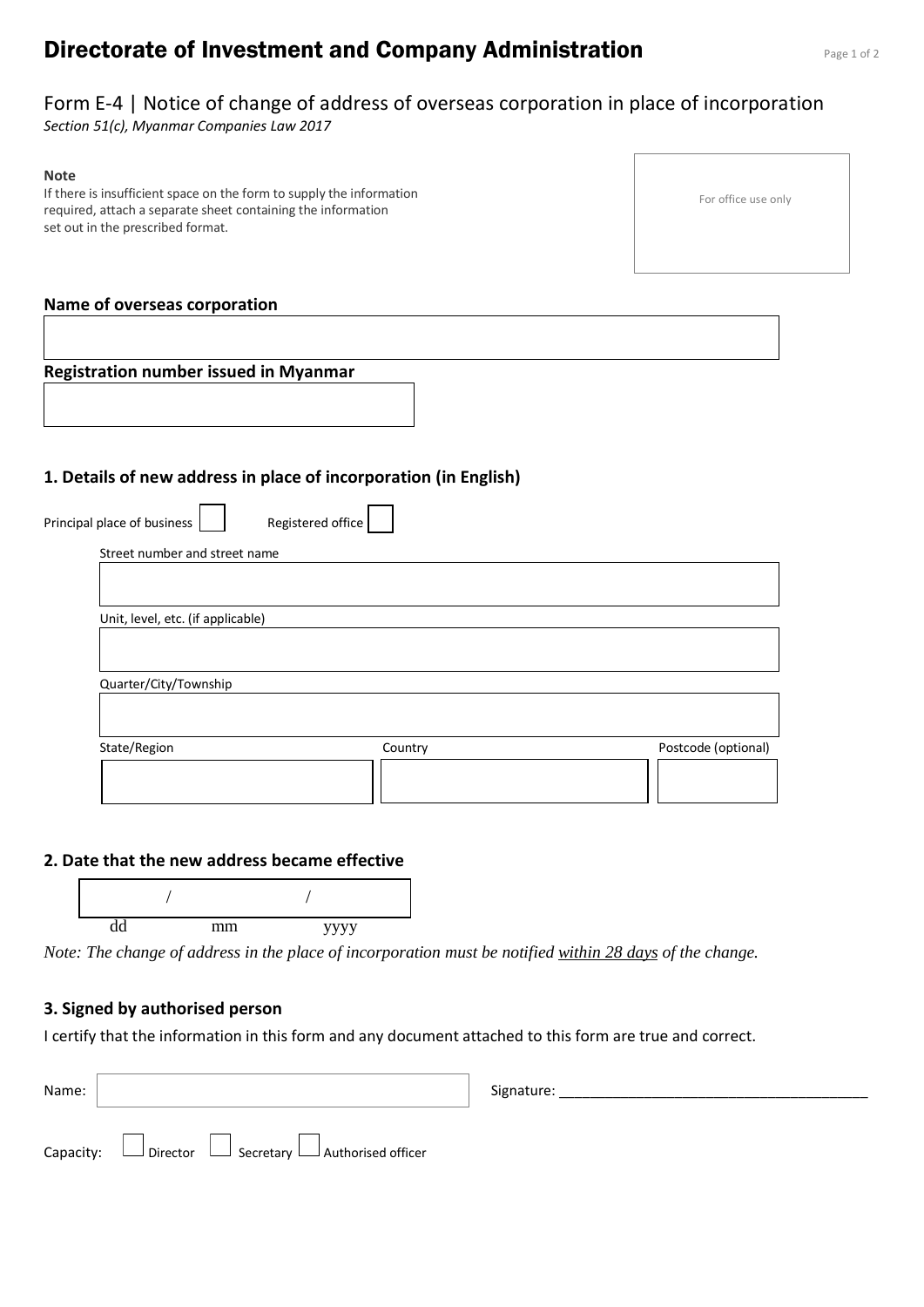# Directorate of Investment and Company Administration

## Form E-4 | Notice of change of address of overseas corporation in place of incorporation

*Section 51(c), Myanmar Companies Law 2017*

**Note**
If there is insufficient space on the form to supply the information required, attach a separate sheet containing the information set out in the prescribed format.

For office use only

**Name of overseas corporation**

**Registration number issued in Myanmar**

### 1. Details of new address in place of incorporation (in English)

Principal place of business ☐ Registered office ☐

Street number and street name

Unit, level, etc. (if applicable)

Quarter/City/Township

| State/Region | Country | Postcode (optional) |
|---|---|---|
| | | |

### 2. Date that the new address became effective

/ /
dd mm yyyy

*Note: The change of address in the place of incorporation must be notified within 28 days of the change.*

### 3. Signed by authorised person

I certify that the information in this form and any document attached to this form are true and correct.

Name: Signature: ______________________________________

Capacity: ☐ Director ☐ Secretary ☐ Authorised officer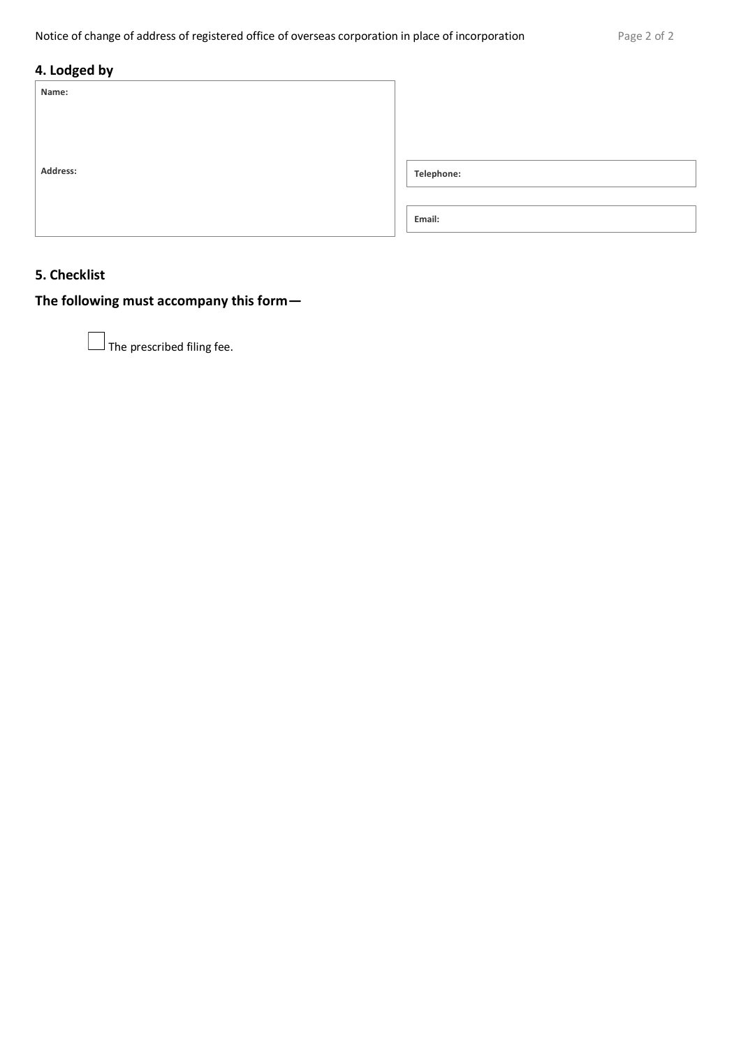## 4. Lodged by

**Name:**

**Address:**

**Telephone:**

**Email:**

## 5. Checklist

### The following must accompany this form—

- ☐ The prescribed filing fee.